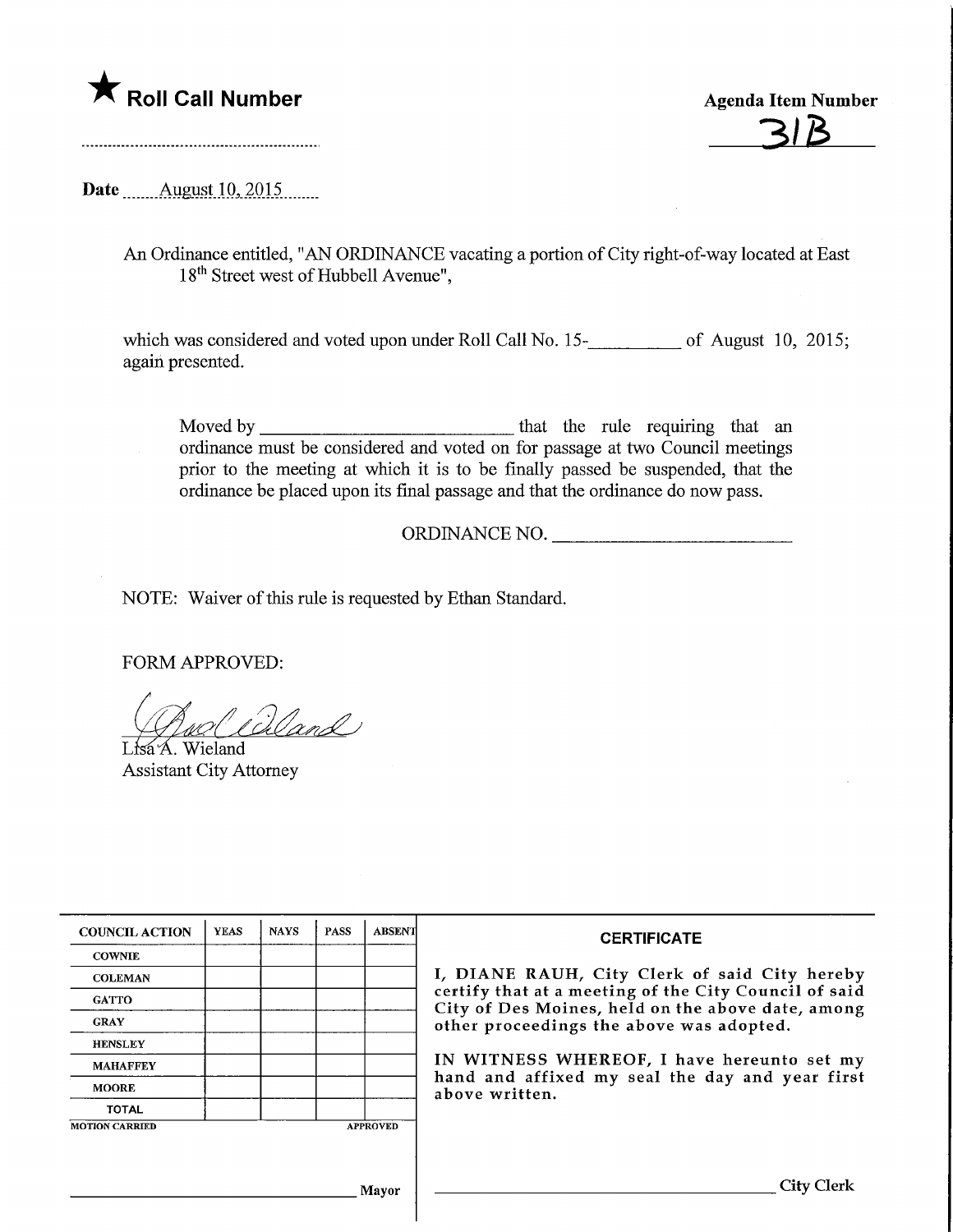★ **Roll Call Number**

..........................................................

**Agenda Item Number**

31B

**Date** ........August 10, 2015........

An Ordinance entitled, "AN ORDINANCE vacating a portion of City right-of-way located at East 18th Street west of Hubbell Avenue",

which was considered and voted upon under Roll Call No. 15-__________ of August 10, 2015; again presented.

Moved by ____________________________ that the rule requiring that an ordinance must be considered and voted on for passage at two Council meetings prior to the meeting at which it is to be finally passed be suspended, that the ordinance be placed upon its final passage and that the ordinance do now pass.

ORDINANCE NO. __________________________

NOTE: Waiver of this rule is requested by Ethan Standard.

FORM APPROVED:

Lisa A. Wieland
Assistant City Attorney

| COUNCIL ACTION | YEAS | NAYS | PASS | ABSENT |
|---|---|---|---|---|
| COWNIE | | | | |
| COLEMAN | | | | |
| GATTO | | | | |
| GRAY | | | | |
| HENSLEY | | | | |
| MAHAFFEY | | | | |
| MOORE | | | | |
| TOTAL | | | | |

MOTION CARRIED APPROVED

_______________________________ Mayor

**CERTIFICATE**

I, DIANE RAUH, City Clerk of said City hereby certify that at a meeting of the City Council of said City of Des Moines, held on the above date, among other proceedings the above was adopted.

IN WITNESS WHEREOF, I have hereunto set my hand and affixed my seal the day and year first above written.

_______________________________ City Clerk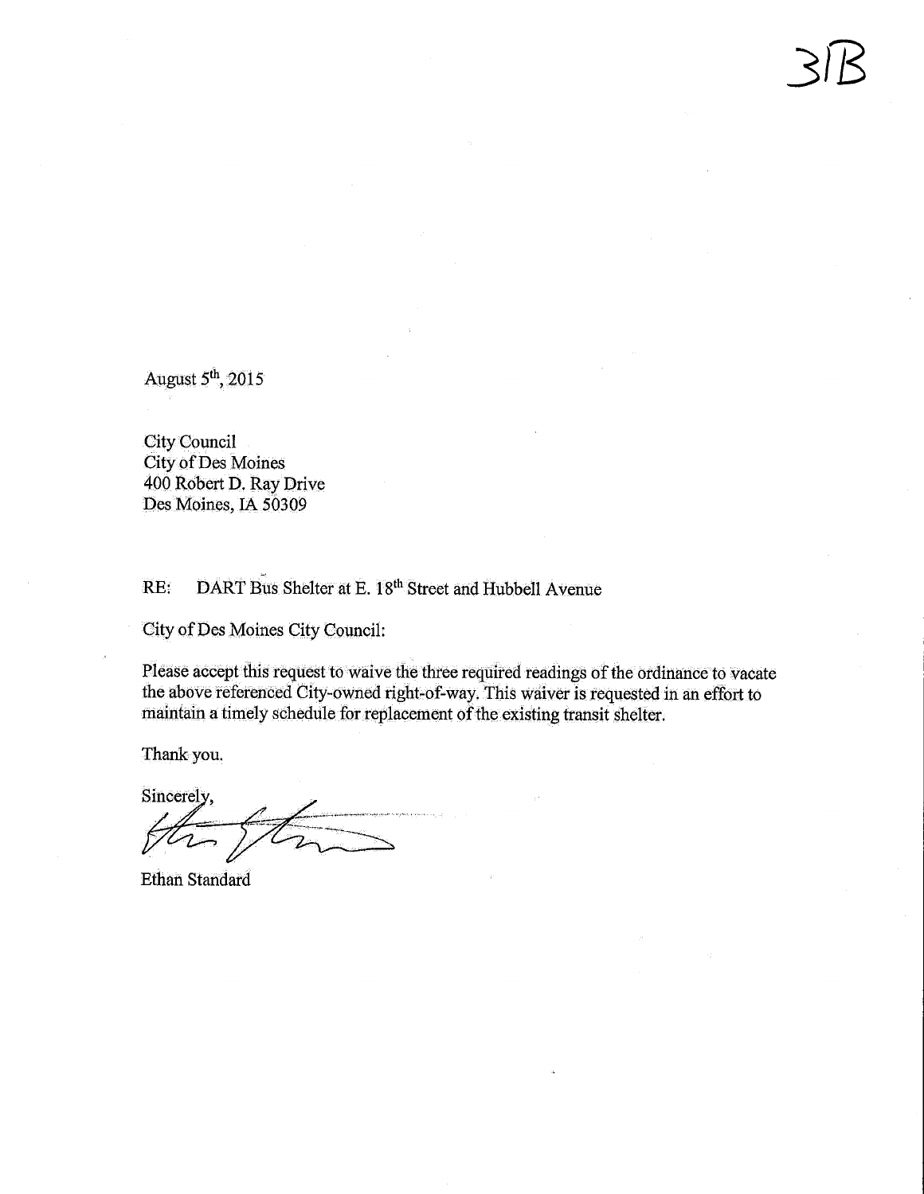31B

August 5th, 2015

City Council
City of Des Moines
400 Robert D. Ray Drive
Des Moines, IA 50309

RE: DART Bus Shelter at E. 18th Street and Hubbell Avenue

City of Des Moines City Council:

Please accept this request to waive the three required readings of the ordinance to vacate the above referenced City-owned right-of-way. This waiver is requested in an effort to maintain a timely schedule for replacement of the existing transit shelter.

Thank you.

Sincerely,

Ethan Standard